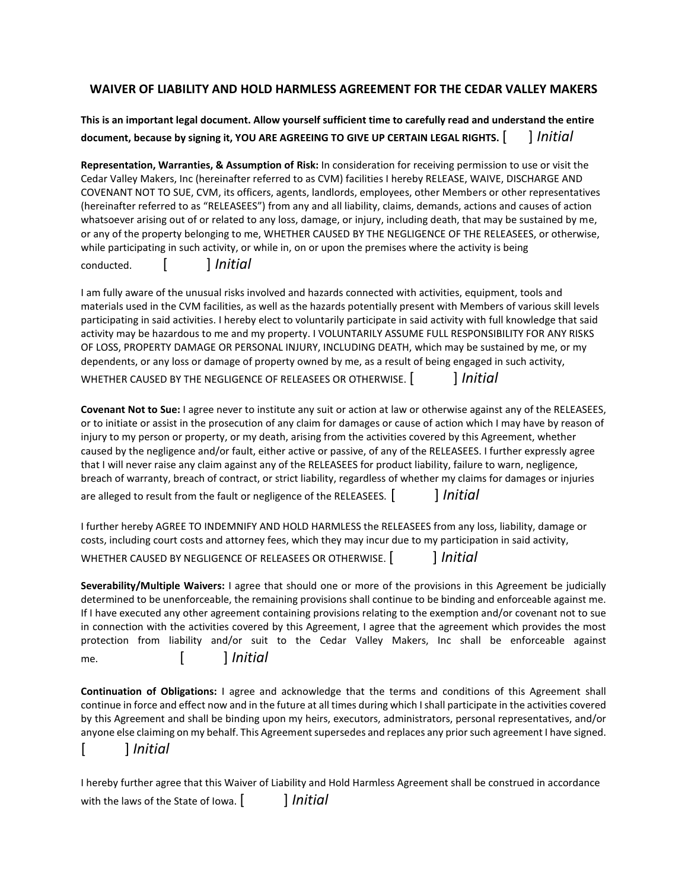## WAIVER OF LIABILITY AND HOLD HARMLESS AGREEMENT FOR THE CEDAR VALLEY MAKERS

**This is an important legal document. Allow yourself sufficient time to carefully read and understand the entire document, because by signing it, YOU ARE AGREEING TO GIVE UP CERTAIN LEGAL RIGHTS.** [ ] *Initial*

**Representation, Warranties, & Assumption of Risk:** In consideration for receiving permission to use or visit the Cedar Valley Makers, Inc (hereinafter referred to as CVM) facilities I hereby RELEASE, WAIVE, DISCHARGE AND COVENANT NOT TO SUE, CVM, its officers, agents, landlords, employees, other Members or other representatives (hereinafter referred to as "RELEASEES") from any and all liability, claims, demands, actions and causes of action whatsoever arising out of or related to any loss, damage, or injury, including death, that may be sustained by me, or any of the property belonging to me, WHETHER CAUSED BY THE NEGLIGENCE OF THE RELEASEES, or otherwise, while participating in such activity, or while in, on or upon the premises where the activity is being conducted. [ ] *Initial*

I am fully aware of the unusual risks involved and hazards connected with activities, equipment, tools and materials used in the CVM facilities, as well as the hazards potentially present with Members of various skill levels participating in said activities. I hereby elect to voluntarily participate in said activity with full knowledge that said activity may be hazardous to me and my property. I VOLUNTARILY ASSUME FULL RESPONSIBILITY FOR ANY RISKS OF LOSS, PROPERTY DAMAGE OR PERSONAL INJURY, INCLUDING DEATH, which may be sustained by me, or my dependents, or any loss or damage of property owned by me, as a result of being engaged in such activity, WHETHER CAUSED BY THE NEGLIGENCE OF RELEASEES OR OTHERWISE. [ ] *Initial*

**Covenant Not to Sue:** I agree never to institute any suit or action at law or otherwise against any of the RELEASEES, or to initiate or assist in the prosecution of any claim for damages or cause of action which I may have by reason of injury to my person or property, or my death, arising from the activities covered by this Agreement, whether caused by the negligence and/or fault, either active or passive, of any of the RELEASEES. I further expressly agree that I will never raise any claim against any of the RELEASEES for product liability, failure to warn, negligence, breach of warranty, breach of contract, or strict liability, regardless of whether my claims for damages or injuries are alleged to result from the fault or negligence of the RELEASEES. [ ] *Initial*

I further hereby AGREE TO INDEMNIFY AND HOLD HARMLESS the RELEASEES from any loss, liability, damage or costs, including court costs and attorney fees, which they may incur due to my participation in said activity, WHETHER CAUSED BY NEGLIGENCE OF RELEASEES OR OTHERWISE. [ ] *Initial*

**Severability/Multiple Waivers:** I agree that should one or more of the provisions in this Agreement be judicially determined to be unenforceable, the remaining provisions shall continue to be binding and enforceable against me. If I have executed any other agreement containing provisions relating to the exemption and/or covenant not to sue in connection with the activities covered by this Agreement, I agree that the agreement which provides the most protection from liability and/or suit to the Cedar Valley Makers, Inc shall be enforceable against me. [ ] *Initial*

**Continuation of Obligations:** I agree and acknowledge that the terms and conditions of this Agreement shall continue in force and effect now and in the future at all times during which I shall participate in the activities covered by this Agreement and shall be binding upon my heirs, executors, administrators, personal representatives, and/or anyone else claiming on my behalf. This Agreement supersedes and replaces any prior such agreement I have signed. [ ] *Initial*

I hereby further agree that this Waiver of Liability and Hold Harmless Agreement shall be construed in accordance with the laws of the State of Iowa. [ ] *Initial*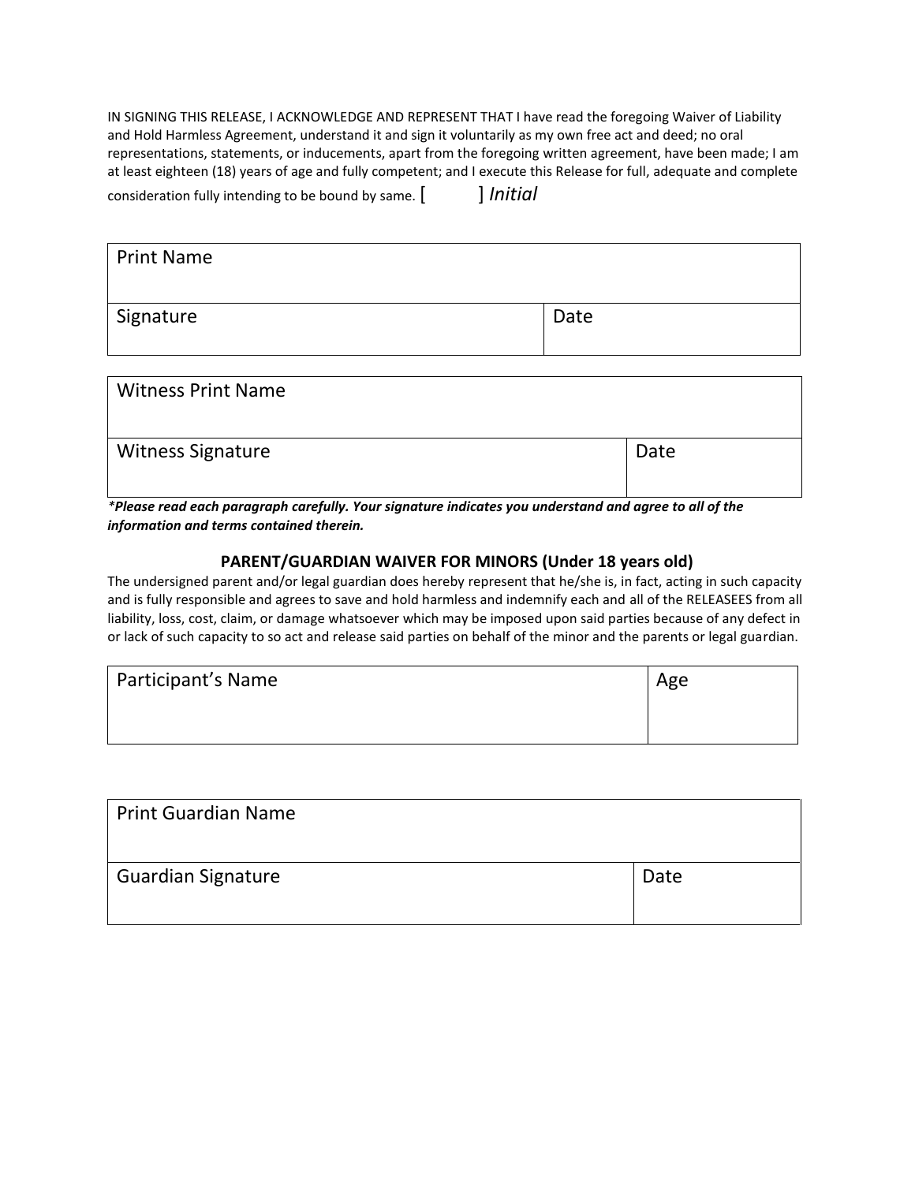IN SIGNING THIS RELEASE, I ACKNOWLEDGE AND REPRESENT THAT I have read the foregoing Waiver of Liability and Hold Harmless Agreement, understand it and sign it voluntarily as my own free act and deed; no oral representations, statements, or inducements, apart from the foregoing written agreement, have been made; I am at least eighteen (18) years of age and fully competent; and I execute this Release for full, adequate and complete consideration fully intending to be bound by same. [          ] *Initial*

| Print Name | |
|---|---|
| Signature | Date |

| Witness Print Name | |
|---|---|
| Witness Signature | Date |

***Please read each paragraph carefully. Your signature indicates you understand and agree to all of the information and terms contained therein.***

## PARENT/GUARDIAN WAIVER FOR MINORS (Under 18 years old)

The undersigned parent and/or legal guardian does hereby represent that he/she is, in fact, acting in such capacity and is fully responsible and agrees to save and hold harmless and indemnify each and all of the RELEASEES from all liability, loss, cost, claim, or damage whatsoever which may be imposed upon said parties because of any defect in or lack of such capacity to so act and release said parties on behalf of the minor and the parents or legal guardian.

| Participant's Name | Age |
|---|---|
| | |

| Print Guardian Name | |
|---|---|
| Guardian Signature | Date |